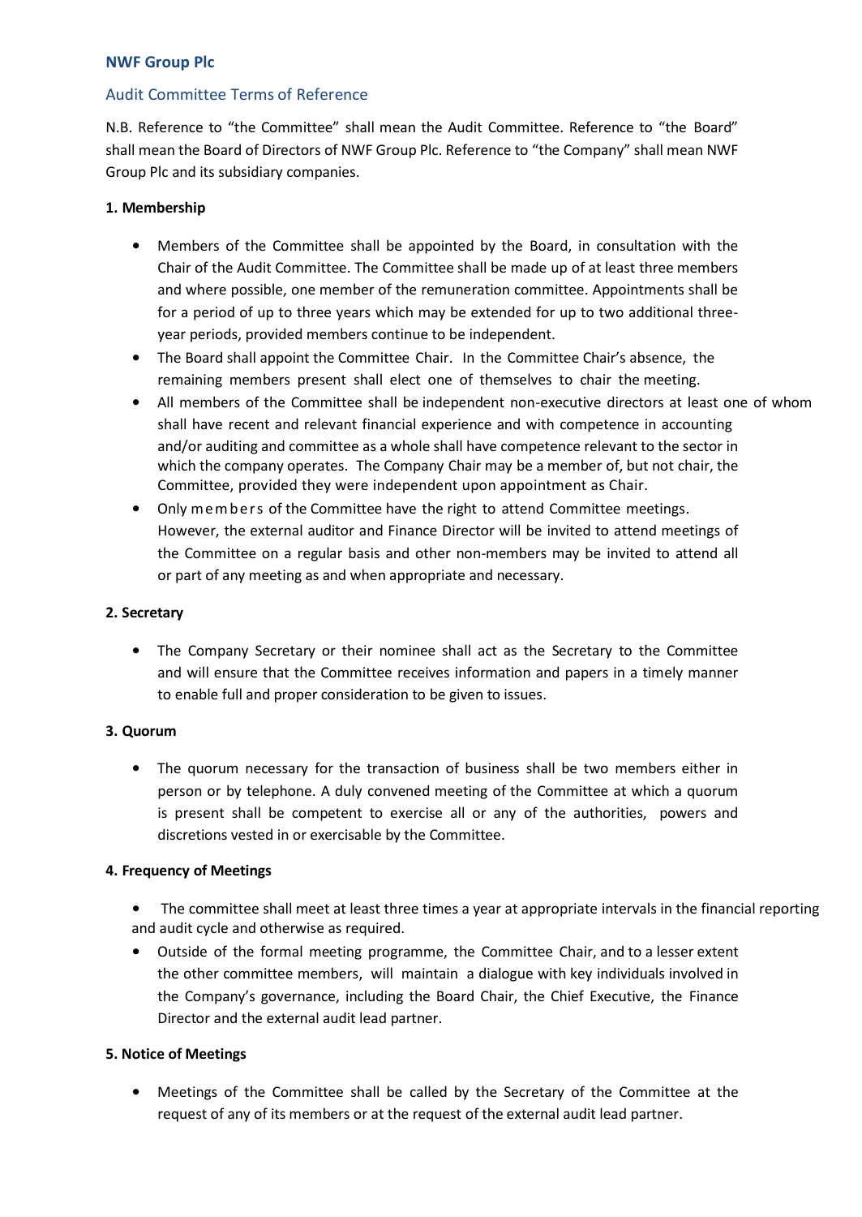# NWF Group Plc

## Audit Committee Terms of Reference

N.B. Reference to "the Committee" shall mean the Audit Committee. Reference to "the Board" shall mean the Board of Directors of NWF Group Plc. Reference to "the Company" shall mean NWF Group Plc and its subsidiary companies.

### 1. Membership

- Members of the Committee shall be appointed by the Board, in consultation with the Chair of the Audit Committee. The Committee shall be made up of at least three members and where possible, one member of the remuneration committee. Appointments shall be for a period of up to three years which may be extended for up to two additional three-year periods, provided members continue to be independent.
- The Board shall appoint the Committee Chair. In the Committee Chair's absence, the remaining members present shall elect one of themselves to chair the meeting.
- All members of the Committee shall be independent non-executive directors at least one of whom shall have recent and relevant financial experience and with competence in accounting and/or auditing and committee as a whole shall have competence relevant to the sector in which the company operates. The Company Chair may be a member of, but not chair, the Committee, provided they were independent upon appointment as Chair.
- Only members of the Committee have the right to attend Committee meetings. However, the external auditor and Finance Director will be invited to attend meetings of the Committee on a regular basis and other non-members may be invited to attend all or part of any meeting as and when appropriate and necessary.

### 2. Secretary

- The Company Secretary or their nominee shall act as the Secretary to the Committee and will ensure that the Committee receives information and papers in a timely manner to enable full and proper consideration to be given to issues.

### 3. Quorum

- The quorum necessary for the transaction of business shall be two members either in person or by telephone. A duly convened meeting of the Committee at which a quorum is present shall be competent to exercise all or any of the authorities, powers and discretions vested in or exercisable by the Committee.

### 4. Frequency of Meetings

- The committee shall meet at least three times a year at appropriate intervals in the financial reporting and audit cycle and otherwise as required.
- Outside of the formal meeting programme, the Committee Chair, and to a lesser extent the other committee members, will maintain a dialogue with key individuals involved in the Company's governance, including the Board Chair, the Chief Executive, the Finance Director and the external audit lead partner.

### 5. Notice of Meetings

- Meetings of the Committee shall be called by the Secretary of the Committee at the request of any of its members or at the request of the external audit lead partner.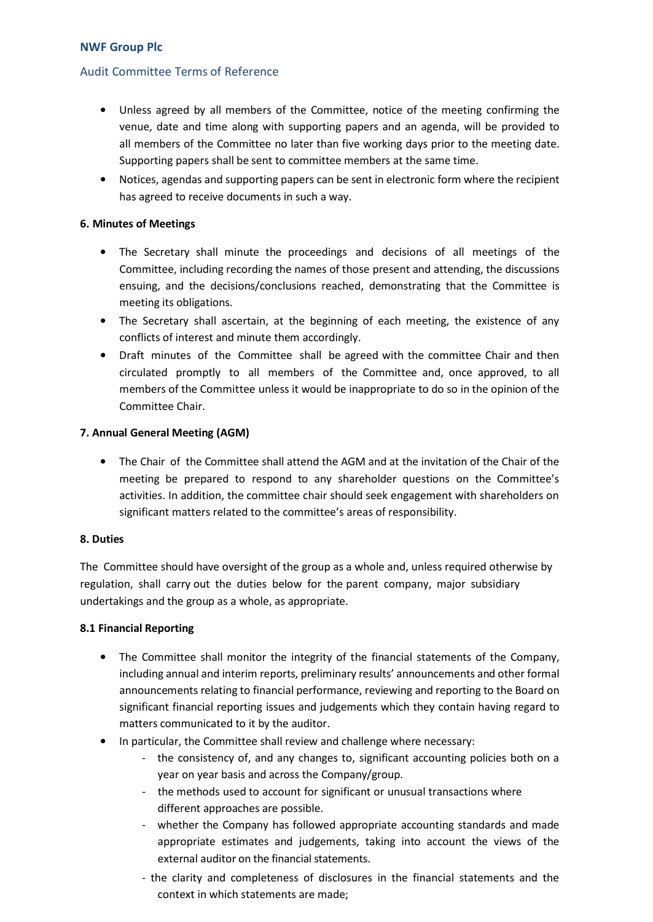- Unless agreed by all members of the Committee, notice of the meeting confirming the venue, date and time along with supporting papers and an agenda, will be provided to all members of the Committee no later than five working days prior to the meeting date. Supporting papers shall be sent to committee members at the same time.
- Notices, agendas and supporting papers can be sent in electronic form where the recipient has agreed to receive documents in such a way.

**6. Minutes of Meetings**

- The Secretary shall minute the proceedings and decisions of all meetings of the Committee, including recording the names of those present and attending, the discussions ensuing, and the decisions/conclusions reached, demonstrating that the Committee is meeting its obligations.
- The Secretary shall ascertain, at the beginning of each meeting, the existence of any conflicts of interest and minute them accordingly.
- Draft minutes of the Committee shall be agreed with the committee Chair and then circulated promptly to all members of the Committee and, once approved, to all members of the Committee unless it would be inappropriate to do so in the opinion of the Committee Chair.

**7. Annual General Meeting (AGM)**

- The Chair of the Committee shall attend the AGM and at the invitation of the Chair of the meeting be prepared to respond to any shareholder questions on the Committee's activities. In addition, the committee chair should seek engagement with shareholders on significant matters related to the committee's areas of responsibility.

**8. Duties**

The Committee should have oversight of the group as a whole and, unless required otherwise by regulation, shall carry out the duties below for the parent company, major subsidiary undertakings and the group as a whole, as appropriate.

**8.1 Financial Reporting**

- The Committee shall monitor the integrity of the financial statements of the Company, including annual and interim reports, preliminary results' announcements and other formal announcements relating to financial performance, reviewing and reporting to the Board on significant financial reporting issues and judgements which they contain having regard to matters communicated to it by the auditor.
- In particular, the Committee shall review and challenge where necessary:
  - the consistency of, and any changes to, significant accounting policies both on a year on year basis and across the Company/group.
  - the methods used to account for significant or unusual transactions where different approaches are possible.
  - whether the Company has followed appropriate accounting standards and made appropriate estimates and judgements, taking into account the views of the external auditor on the financial statements.
  - the clarity and completeness of disclosures in the financial statements and the context in which statements are made;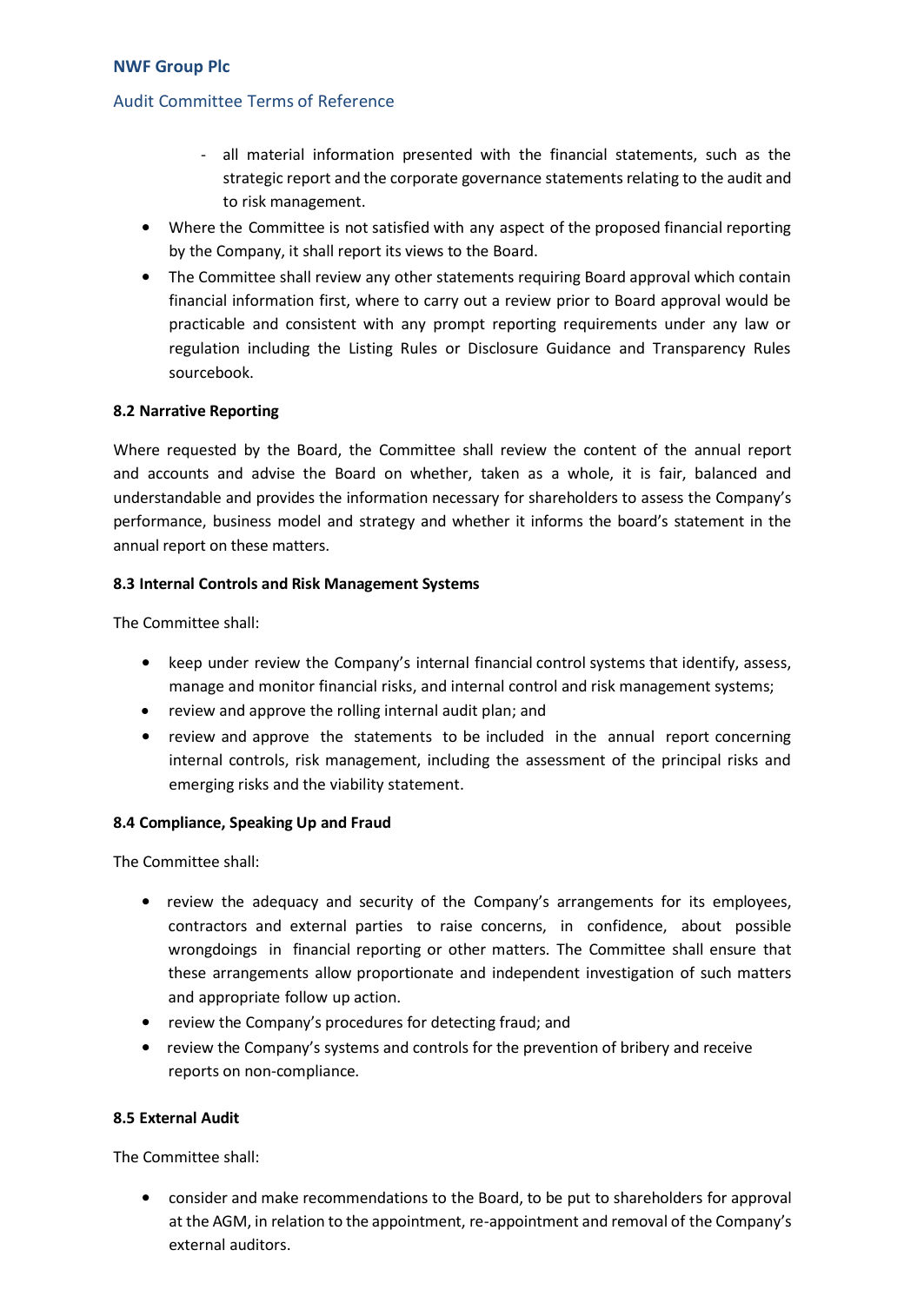- all material information presented with the financial statements, such as the strategic report and the corporate governance statements relating to the audit and to risk management.

- Where the Committee is not satisfied with any aspect of the proposed financial reporting by the Company, it shall report its views to the Board.
- The Committee shall review any other statements requiring Board approval which contain financial information first, where to carry out a review prior to Board approval would be practicable and consistent with any prompt reporting requirements under any law or regulation including the Listing Rules or Disclosure Guidance and Transparency Rules sourcebook.

**8.2 Narrative Reporting**

Where requested by the Board, the Committee shall review the content of the annual report and accounts and advise the Board on whether, taken as a whole, it is fair, balanced and understandable and provides the information necessary for shareholders to assess the Company's performance, business model and strategy and whether it informs the board's statement in the annual report on these matters.

**8.3 Internal Controls and Risk Management Systems**

The Committee shall:

- keep under review the Company's internal financial control systems that identify, assess, manage and monitor financial risks, and internal control and risk management systems;
- review and approve the rolling internal audit plan; and
- review and approve the statements to be included in the annual report concerning internal controls, risk management, including the assessment of the principal risks and emerging risks and the viability statement.

**8.4 Compliance, Speaking Up and Fraud**

The Committee shall:

- review the adequacy and security of the Company's arrangements for its employees, contractors and external parties to raise concerns, in confidence, about possible wrongdoings in financial reporting or other matters. The Committee shall ensure that these arrangements allow proportionate and independent investigation of such matters and appropriate follow up action.
- review the Company's procedures for detecting fraud; and
- review the Company's systems and controls for the prevention of bribery and receive reports on non-compliance.

**8.5 External Audit**

The Committee shall:

- consider and make recommendations to the Board, to be put to shareholders for approval at the AGM, in relation to the appointment, re-appointment and removal of the Company's external auditors.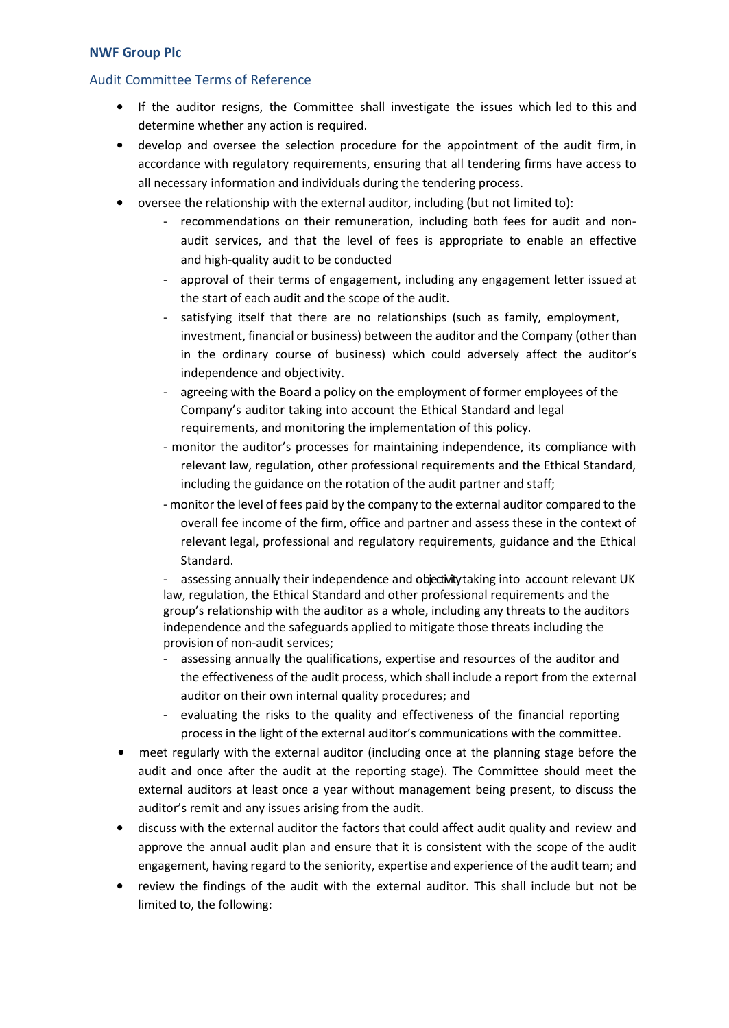**NWF Group Plc**

## Audit Committee Terms of Reference

- If the auditor resigns, the Committee shall investigate the issues which led to this and determine whether any action is required.
- develop and oversee the selection procedure for the appointment of the audit firm, in accordance with regulatory requirements, ensuring that all tendering firms have access to all necessary information and individuals during the tendering process.
- oversee the relationship with the external auditor, including (but not limited to):
    - recommendations on their remuneration, including both fees for audit and non-audit services, and that the level of fees is appropriate to enable an effective and high-quality audit to be conducted
    - approval of their terms of engagement, including any engagement letter issued at the start of each audit and the scope of the audit.
    - satisfying itself that there are no relationships (such as family, employment, investment, financial or business) between the auditor and the Company (other than in the ordinary course of business) which could adversely affect the auditor's independence and objectivity.
    - agreeing with the Board a policy on the employment of former employees of the Company's auditor taking into account the Ethical Standard and legal requirements, and monitoring the implementation of this policy.
    - monitor the auditor's processes for maintaining independence, its compliance with relevant law, regulation, other professional requirements and the Ethical Standard, including the guidance on the rotation of the audit partner and staff;
    - monitor the level of fees paid by the company to the external auditor compared to the overall fee income of the firm, office and partner and assess these in the context of relevant legal, professional and regulatory requirements, guidance and the Ethical Standard.
    - assessing annually their independence and objectivity taking into account relevant UK law, regulation, the Ethical Standard and other professional requirements and the group's relationship with the auditor as a whole, including any threats to the auditors independence and the safeguards applied to mitigate those threats including the provision of non-audit services;
    - assessing annually the qualifications, expertise and resources of the auditor and the effectiveness of the audit process, which shall include a report from the external auditor on their own internal quality procedures; and
    - evaluating the risks to the quality and effectiveness of the financial reporting process in the light of the external auditor's communications with the committee.
- meet regularly with the external auditor (including once at the planning stage before the audit and once after the audit at the reporting stage). The Committee should meet the external auditors at least once a year without management being present, to discuss the auditor's remit and any issues arising from the audit.
- discuss with the external auditor the factors that could affect audit quality and review and approve the annual audit plan and ensure that it is consistent with the scope of the audit engagement, having regard to the seniority, expertise and experience of the audit team; and
- review the findings of the audit with the external auditor. This shall include but not be limited to, the following: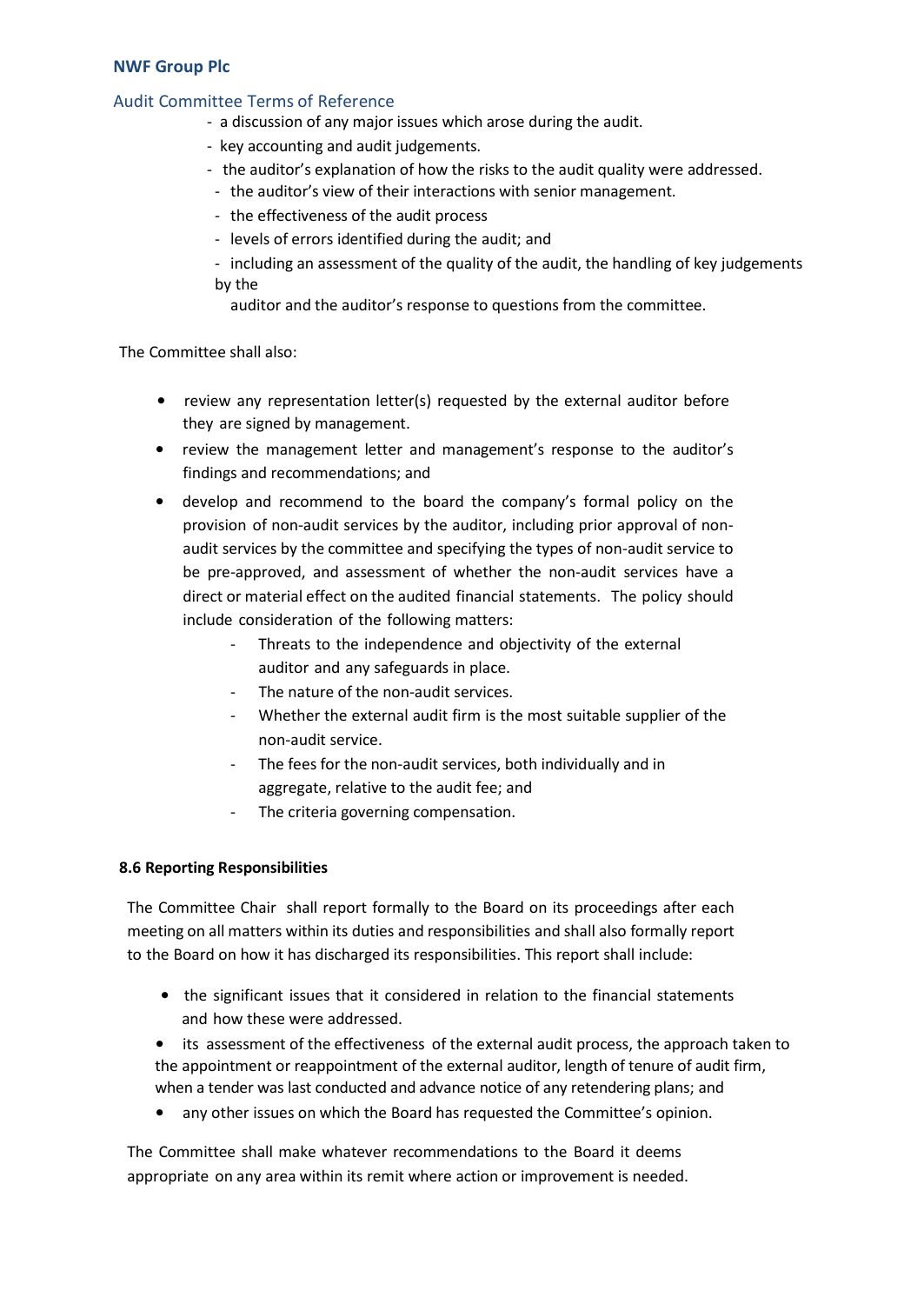- a discussion of any major issues which arose during the audit.
- key accounting and audit judgements.
- the auditor's explanation of how the risks to the audit quality were addressed.
- the auditor's view of their interactions with senior management.
- the effectiveness of the audit process
- levels of errors identified during the audit; and
- including an assessment of the quality of the audit, the handling of key judgements by the auditor and the auditor's response to questions from the committee.

The Committee shall also:

- review any representation letter(s) requested by the external auditor before they are signed by management.
- review the management letter and management's response to the auditor's findings and recommendations; and
- develop and recommend to the board the company's formal policy on the provision of non-audit services by the auditor, including prior approval of non-audit services by the committee and specifying the types of non-audit service to be pre-approved, and assessment of whether the non-audit services have a direct or material effect on the audited financial statements. The policy should include consideration of the following matters:
    - Threats to the independence and objectivity of the external auditor and any safeguards in place.
    - The nature of the non-audit services.
    - Whether the external audit firm is the most suitable supplier of the non-audit service.
    - The fees for the non-audit services, both individually and in aggregate, relative to the audit fee; and
    - The criteria governing compensation.

**8.6 Reporting Responsibilities**

The Committee Chair shall report formally to the Board on its proceedings after each meeting on all matters within its duties and responsibilities and shall also formally report to the Board on how it has discharged its responsibilities. This report shall include:

- the significant issues that it considered in relation to the financial statements and how these were addressed.
- its assessment of the effectiveness of the external audit process, the approach taken to the appointment or reappointment of the external auditor, length of tenure of audit firm, when a tender was last conducted and advance notice of any retendering plans; and
- any other issues on which the Board has requested the Committee's opinion.

The Committee shall make whatever recommendations to the Board it deems appropriate on any area within its remit where action or improvement is needed.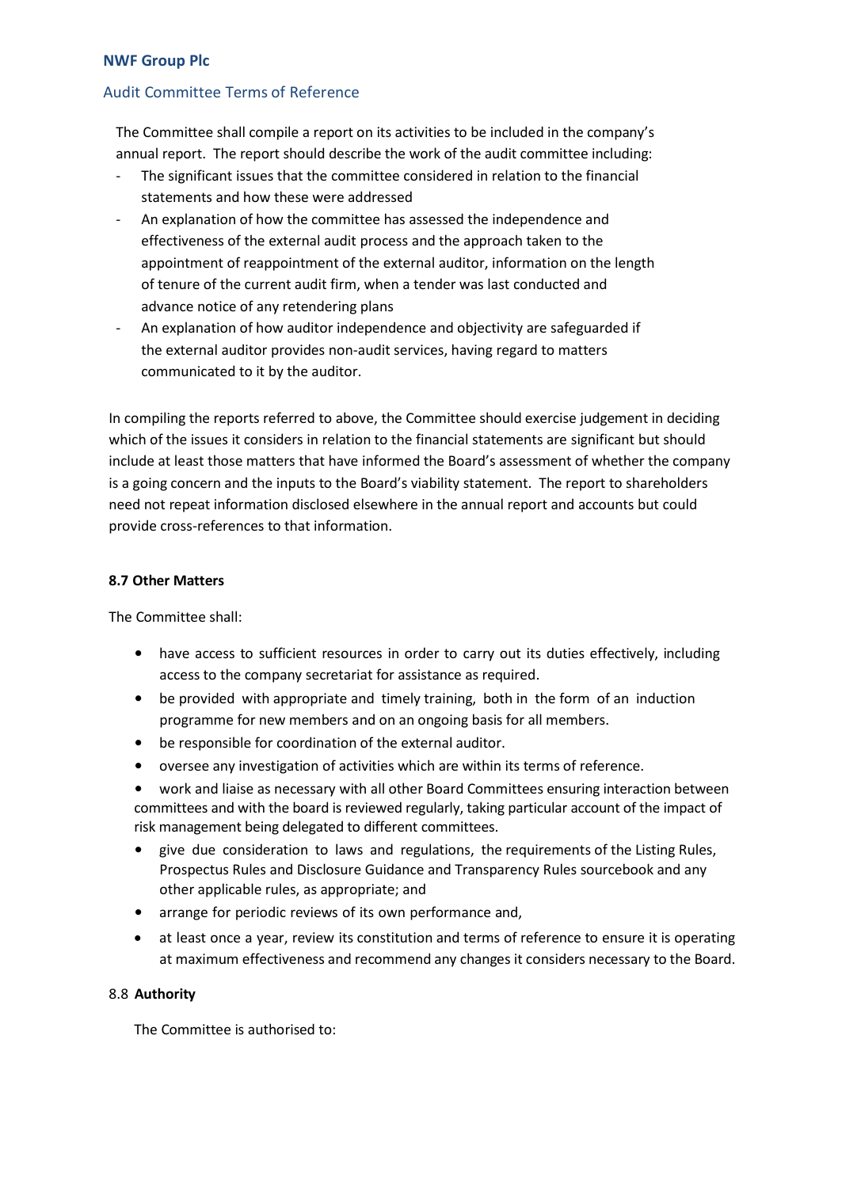The Committee shall compile a report on its activities to be included in the company's annual report. The report should describe the work of the audit committee including:

- The significant issues that the committee considered in relation to the financial statements and how these were addressed
- An explanation of how the committee has assessed the independence and effectiveness of the external audit process and the approach taken to the appointment of reappointment of the external auditor, information on the length of tenure of the current audit firm, when a tender was last conducted and advance notice of any retendering plans
- An explanation of how auditor independence and objectivity are safeguarded if the external auditor provides non-audit services, having regard to matters communicated to it by the auditor.

In compiling the reports referred to above, the Committee should exercise judgement in deciding which of the issues it considers in relation to the financial statements are significant but should include at least those matters that have informed the Board's assessment of whether the company is a going concern and the inputs to the Board's viability statement. The report to shareholders need not repeat information disclosed elsewhere in the annual report and accounts but could provide cross-references to that information.

**8.7 Other Matters**

The Committee shall:

- have access to sufficient resources in order to carry out its duties effectively, including access to the company secretariat for assistance as required.
- be provided with appropriate and timely training, both in the form of an induction programme for new members and on an ongoing basis for all members.
- be responsible for coordination of the external auditor.
- oversee any investigation of activities which are within its terms of reference.
- work and liaise as necessary with all other Board Committees ensuring interaction between committees and with the board is reviewed regularly, taking particular account of the impact of risk management being delegated to different committees.
- give due consideration to laws and regulations, the requirements of the Listing Rules, Prospectus Rules and Disclosure Guidance and Transparency Rules sourcebook and any other applicable rules, as appropriate; and
- arrange for periodic reviews of its own performance and,
- at least once a year, review its constitution and terms of reference to ensure it is operating at maximum effectiveness and recommend any changes it considers necessary to the Board.

8.8 **Authority**

The Committee is authorised to: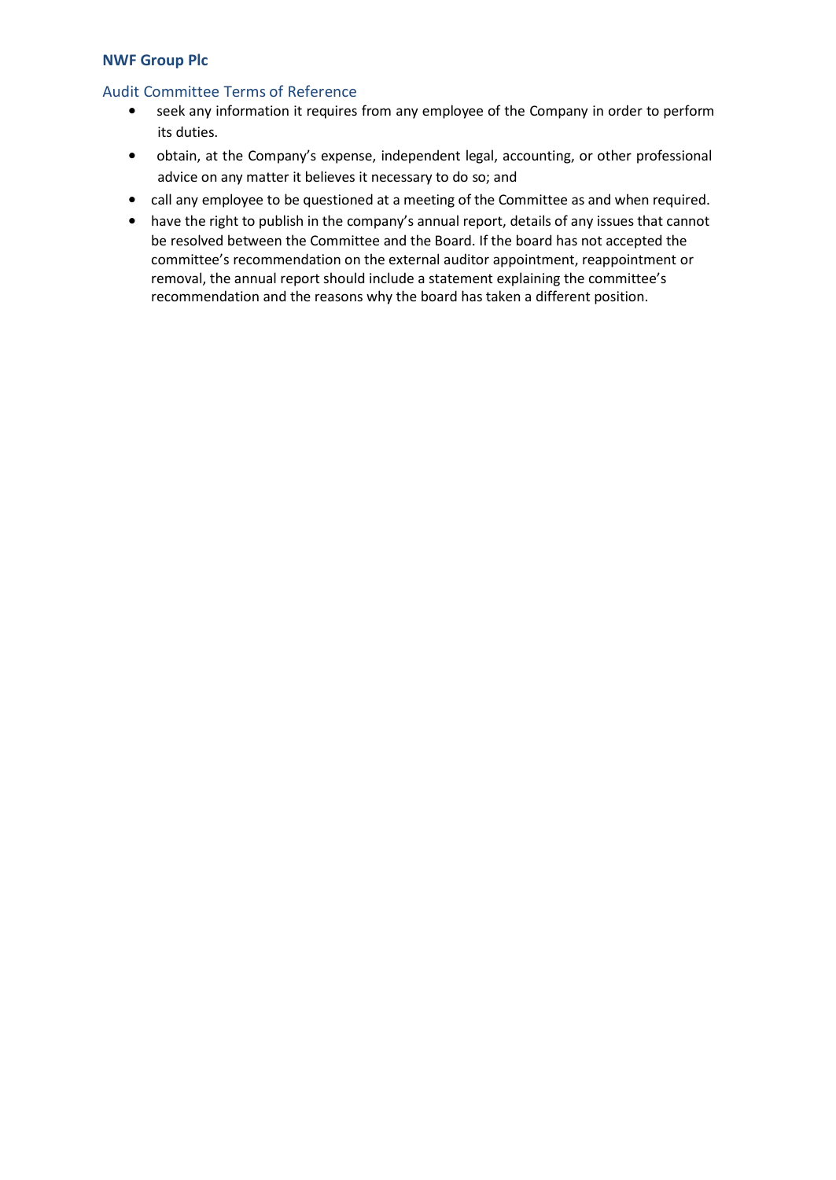- seek any information it requires from any employee of the Company in order to perform its duties.
- obtain, at the Company's expense, independent legal, accounting, or other professional advice on any matter it believes it necessary to do so; and
- call any employee to be questioned at a meeting of the Committee as and when required.
- have the right to publish in the company's annual report, details of any issues that cannot be resolved between the Committee and the Board. If the board has not accepted the committee's recommendation on the external auditor appointment, reappointment or removal, the annual report should include a statement explaining the committee's recommendation and the reasons why the board has taken a different position.